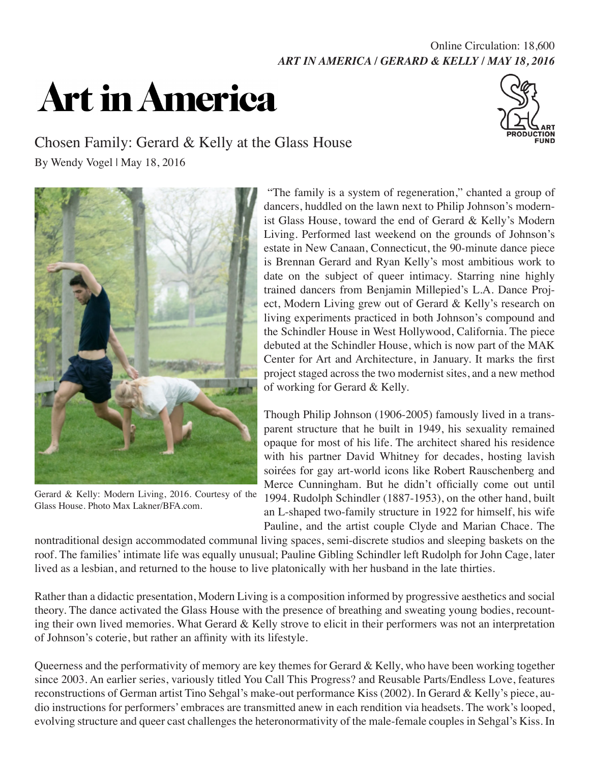Online Circulation: 18,600
***ART IN AMERICA / GERARD & KELLY / MAY 18, 2016***

# Art in America

ART PRODUCTION FUND

## Chosen Family: Gerard & Kelly at the Glass House

By Wendy Vogel | May 18, 2016

Gerard & Kelly: Modern Living, 2016. Courtesy of the Glass House. Photo Max Lakner/BFA.com.

"The family is a system of regeneration," chanted a group of dancers, huddled on the lawn next to Philip Johnson's modernist Glass House, toward the end of Gerard & Kelly's Modern Living. Performed last weekend on the grounds of Johnson's estate in New Canaan, Connecticut, the 90-minute dance piece is Brennan Gerard and Ryan Kelly's most ambitious work to date on the subject of queer intimacy. Starring nine highly trained dancers from Benjamin Millepied's L.A. Dance Project, Modern Living grew out of Gerard & Kelly's research on living experiments practiced in both Johnson's compound and the Schindler House in West Hollywood, California. The piece debuted at the Schindler House, which is now part of the MAK Center for Art and Architecture, in January. It marks the first project staged across the two modernist sites, and a new method of working for Gerard & Kelly.

Though Philip Johnson (1906-2005) famously lived in a transparent structure that he built in 1949, his sexuality remained opaque for most of his life. The architect shared his residence with his partner David Whitney for decades, hosting lavish soirées for gay art-world icons like Robert Rauschenberg and Merce Cunningham. But he didn't officially come out until 1994. Rudolph Schindler (1887-1953), on the other hand, built an L-shaped two-family structure in 1922 for himself, his wife Pauline, and the artist couple Clyde and Marian Chace. The nontraditional design accommodated communal living spaces, semi-discrete studios and sleeping baskets on the roof. The families' intimate life was equally unusual; Pauline Gibling Schindler left Rudolph for John Cage, later lived as a lesbian, and returned to the house to live platonically with her husband in the late thirties.

Rather than a didactic presentation, Modern Living is a composition informed by progressive aesthetics and social theory. The dance activated the Glass House with the presence of breathing and sweating young bodies, recounting their own lived memories. What Gerard & Kelly strove to elicit in their performers was not an interpretation of Johnson's coterie, but rather an affinity with its lifestyle.

Queerness and the performativity of memory are key themes for Gerard & Kelly, who have been working together since 2003. An earlier series, variously titled You Call This Progress? and Reusable Parts/Endless Love, features reconstructions of German artist Tino Sehgal's make-out performance Kiss (2002). In Gerard & Kelly's piece, audio instructions for performers' embraces are transmitted anew in each rendition via headsets. The work's looped, evolving structure and queer cast challenges the heteronormativity of the male-female couples in Sehgal's Kiss. In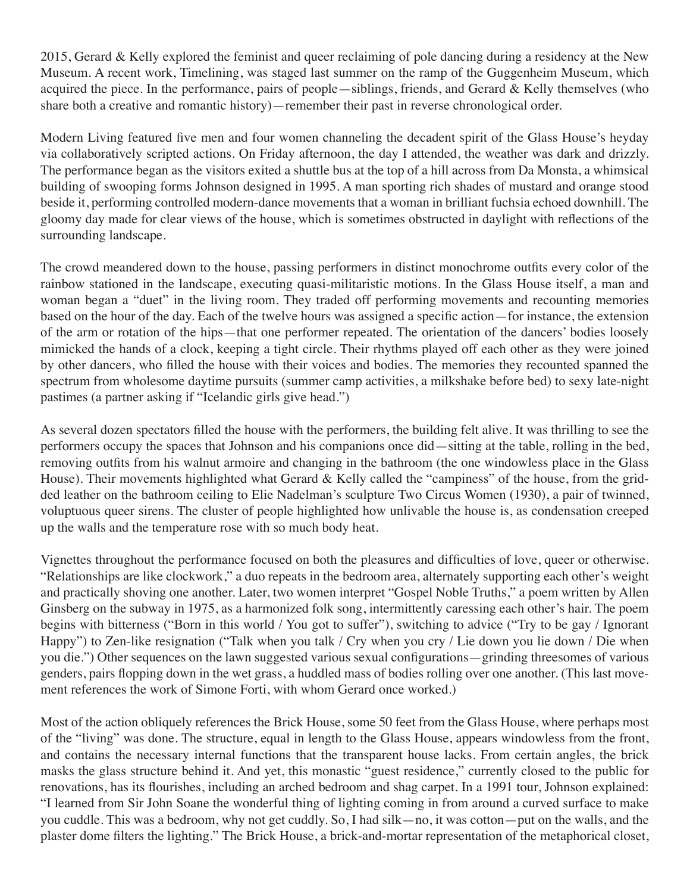2015, Gerard & Kelly explored the feminist and queer reclaiming of pole dancing during a residency at the New Museum. A recent work, Timelining, was staged last summer on the ramp of the Guggenheim Museum, which acquired the piece. In the performance, pairs of people—siblings, friends, and Gerard & Kelly themselves (who share both a creative and romantic history)—remember their past in reverse chronological order.

Modern Living featured five men and four women channeling the decadent spirit of the Glass House's heyday via collaboratively scripted actions. On Friday afternoon, the day I attended, the weather was dark and drizzly. The performance began as the visitors exited a shuttle bus at the top of a hill across from Da Monsta, a whimsical building of swooping forms Johnson designed in 1995. A man sporting rich shades of mustard and orange stood beside it, performing controlled modern-dance movements that a woman in brilliant fuchsia echoed downhill. The gloomy day made for clear views of the house, which is sometimes obstructed in daylight with reflections of the surrounding landscape.

The crowd meandered down to the house, passing performers in distinct monochrome outfits every color of the rainbow stationed in the landscape, executing quasi-militaristic motions. In the Glass House itself, a man and woman began a "duet" in the living room. They traded off performing movements and recounting memories based on the hour of the day. Each of the twelve hours was assigned a specific action—for instance, the extension of the arm or rotation of the hips—that one performer repeated. The orientation of the dancers' bodies loosely mimicked the hands of a clock, keeping a tight circle. Their rhythms played off each other as they were joined by other dancers, who filled the house with their voices and bodies. The memories they recounted spanned the spectrum from wholesome daytime pursuits (summer camp activities, a milkshake before bed) to sexy late-night pastimes (a partner asking if "Icelandic girls give head.")

As several dozen spectators filled the house with the performers, the building felt alive. It was thrilling to see the performers occupy the spaces that Johnson and his companions once did—sitting at the table, rolling in the bed, removing outfits from his walnut armoire and changing in the bathroom (the one windowless place in the Glass House). Their movements highlighted what Gerard & Kelly called the "campiness" of the house, from the gridded leather on the bathroom ceiling to Elie Nadelman's sculpture Two Circus Women (1930), a pair of twinned, voluptuous queer sirens. The cluster of people highlighted how unlivable the house is, as condensation creeped up the walls and the temperature rose with so much body heat.

Vignettes throughout the performance focused on both the pleasures and difficulties of love, queer or otherwise. "Relationships are like clockwork," a duo repeats in the bedroom area, alternately supporting each other's weight and practically shoving one another. Later, two women interpret "Gospel Noble Truths," a poem written by Allen Ginsberg on the subway in 1975, as a harmonized folk song, intermittently caressing each other's hair. The poem begins with bitterness ("Born in this world / You got to suffer"), switching to advice ("Try to be gay / Ignorant Happy") to Zen-like resignation ("Talk when you talk / Cry when you cry / Lie down you lie down / Die when you die.") Other sequences on the lawn suggested various sexual configurations—grinding threesomes of various genders, pairs flopping down in the wet grass, a huddled mass of bodies rolling over one another. (This last movement references the work of Simone Forti, with whom Gerard once worked.)

Most of the action obliquely references the Brick House, some 50 feet from the Glass House, where perhaps most of the "living" was done. The structure, equal in length to the Glass House, appears windowless from the front, and contains the necessary internal functions that the transparent house lacks. From certain angles, the brick masks the glass structure behind it. And yet, this monastic "guest residence," currently closed to the public for renovations, has its flourishes, including an arched bedroom and shag carpet. In a 1991 tour, Johnson explained: "I learned from Sir John Soane the wonderful thing of lighting coming in from around a curved surface to make you cuddle. This was a bedroom, why not get cuddly. So, I had silk—no, it was cotton—put on the walls, and the plaster dome filters the lighting." The Brick House, a brick-and-mortar representation of the metaphorical closet,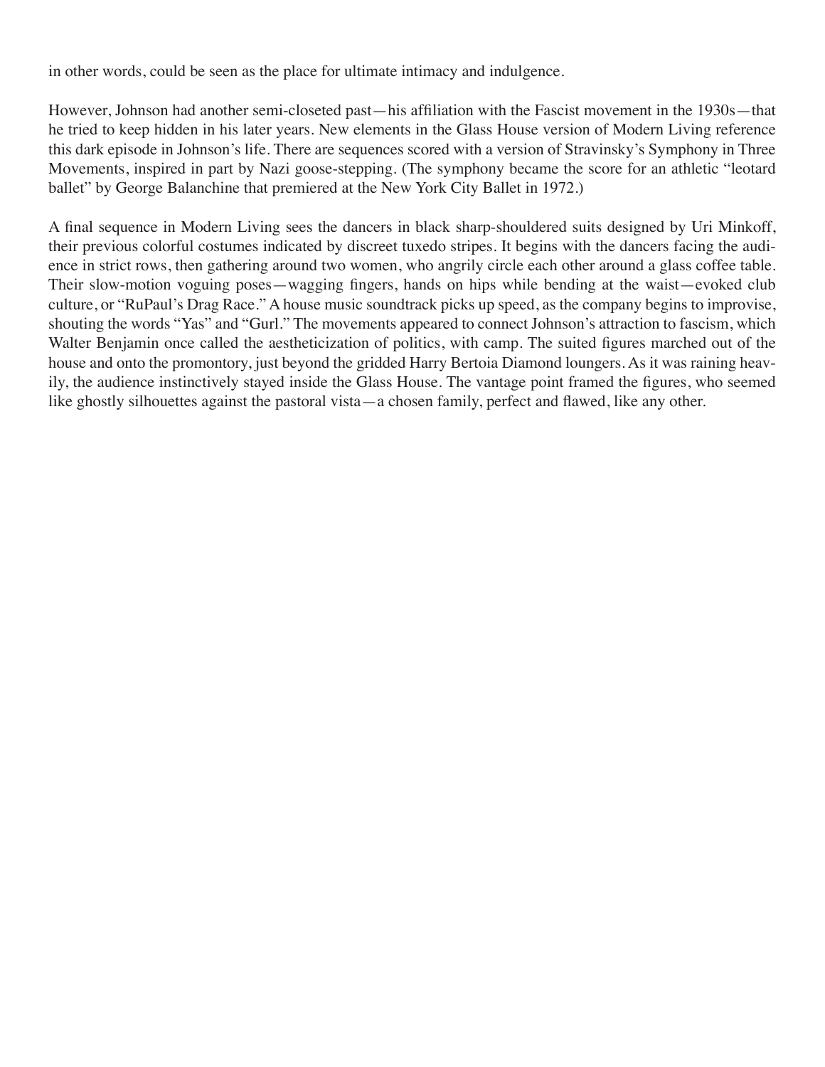in other words, could be seen as the place for ultimate intimacy and indulgence.

However, Johnson had another semi-closeted past—his affiliation with the Fascist movement in the 1930s—that he tried to keep hidden in his later years. New elements in the Glass House version of Modern Living reference this dark episode in Johnson's life. There are sequences scored with a version of Stravinsky's Symphony in Three Movements, inspired in part by Nazi goose-stepping. (The symphony became the score for an athletic "leotard ballet" by George Balanchine that premiered at the New York City Ballet in 1972.)

A final sequence in Modern Living sees the dancers in black sharp-shouldered suits designed by Uri Minkoff, their previous colorful costumes indicated by discreet tuxedo stripes. It begins with the dancers facing the audience in strict rows, then gathering around two women, who angrily circle each other around a glass coffee table. Their slow-motion voguing poses—wagging fingers, hands on hips while bending at the waist—evoked club culture, or "RuPaul's Drag Race." A house music soundtrack picks up speed, as the company begins to improvise, shouting the words "Yas" and "Gurl." The movements appeared to connect Johnson's attraction to fascism, which Walter Benjamin once called the aestheticization of politics, with camp. The suited figures marched out of the house and onto the promontory, just beyond the gridded Harry Bertoia Diamond loungers. As it was raining heavily, the audience instinctively stayed inside the Glass House. The vantage point framed the figures, who seemed like ghostly silhouettes against the pastoral vista—a chosen family, perfect and flawed, like any other.